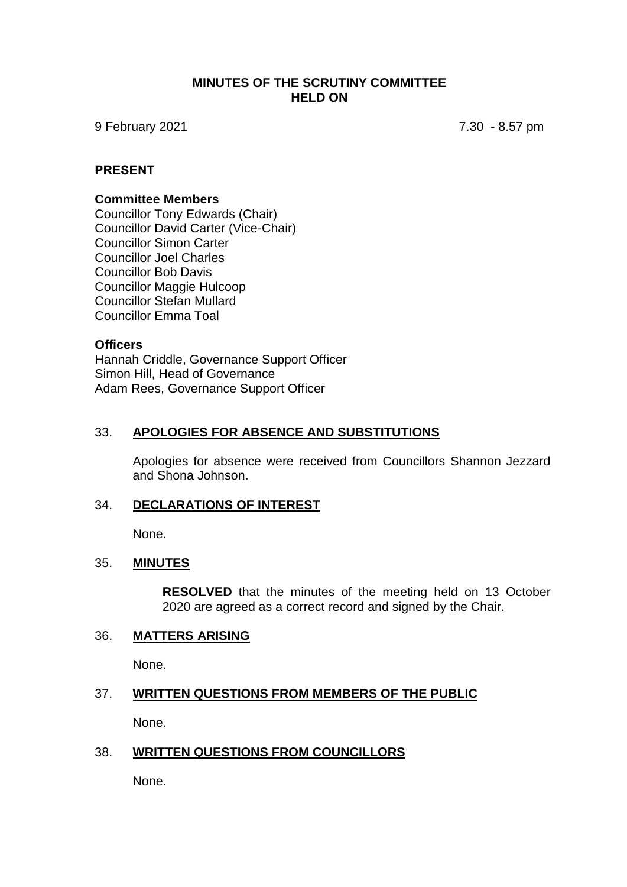# MINUTES OF THE SCRUTINY COMMITTEE HELD ON

9 February 2021 7.30 - 8.57 pm

## PRESENT

**Committee Members**

Councillor Tony Edwards (Chair)
Councillor David Carter (Vice-Chair)
Councillor Simon Carter
Councillor Joel Charles
Councillor Bob Davis
Councillor Maggie Hulcoop
Councillor Stefan Mullard
Councillor Emma Toal

**Officers**

Hannah Criddle, Governance Support Officer
Simon Hill, Head of Governance
Adam Rees, Governance Support Officer

## 33. APOLOGIES FOR ABSENCE AND SUBSTITUTIONS

Apologies for absence were received from Councillors Shannon Jezzard and Shona Johnson.

## 34. DECLARATIONS OF INTEREST

None.

## 35. MINUTES

**RESOLVED** that the minutes of the meeting held on 13 October 2020 are agreed as a correct record and signed by the Chair.

## 36. MATTERS ARISING

None.

## 37. WRITTEN QUESTIONS FROM MEMBERS OF THE PUBLIC

None.

## 38. WRITTEN QUESTIONS FROM COUNCILLORS

None.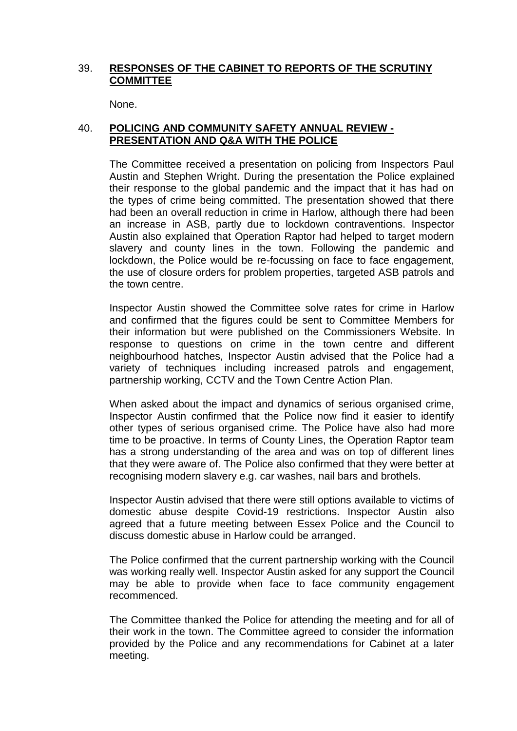## 39. **RESPONSES OF THE CABINET TO REPORTS OF THE SCRUTINY COMMITTEE**

None.

## 40. **POLICING AND COMMUNITY SAFETY ANNUAL REVIEW - PRESENTATION AND Q&A WITH THE POLICE**

The Committee received a presentation on policing from Inspectors Paul Austin and Stephen Wright. During the presentation the Police explained their response to the global pandemic and the impact that it has had on the types of crime being committed. The presentation showed that there had been an overall reduction in crime in Harlow, although there had been an increase in ASB, partly due to lockdown contraventions. Inspector Austin also explained that Operation Raptor had helped to target modern slavery and county lines in the town. Following the pandemic and lockdown, the Police would be re-focussing on face to face engagement, the use of closure orders for problem properties, targeted ASB patrols and the town centre.

Inspector Austin showed the Committee solve rates for crime in Harlow and confirmed that the figures could be sent to Committee Members for their information but were published on the Commissioners Website. In response to questions on crime in the town centre and different neighbourhood hatches, Inspector Austin advised that the Police had a variety of techniques including increased patrols and engagement, partnership working, CCTV and the Town Centre Action Plan.

When asked about the impact and dynamics of serious organised crime, Inspector Austin confirmed that the Police now find it easier to identify other types of serious organised crime. The Police have also had more time to be proactive. In terms of County Lines, the Operation Raptor team has a strong understanding of the area and was on top of different lines that they were aware of. The Police also confirmed that they were better at recognising modern slavery e.g. car washes, nail bars and brothels.

Inspector Austin advised that there were still options available to victims of domestic abuse despite Covid-19 restrictions. Inspector Austin also agreed that a future meeting between Essex Police and the Council to discuss domestic abuse in Harlow could be arranged.

The Police confirmed that the current partnership working with the Council was working really well. Inspector Austin asked for any support the Council may be able to provide when face to face community engagement recommenced.

The Committee thanked the Police for attending the meeting and for all of their work in the town. The Committee agreed to consider the information provided by the Police and any recommendations for Cabinet at a later meeting.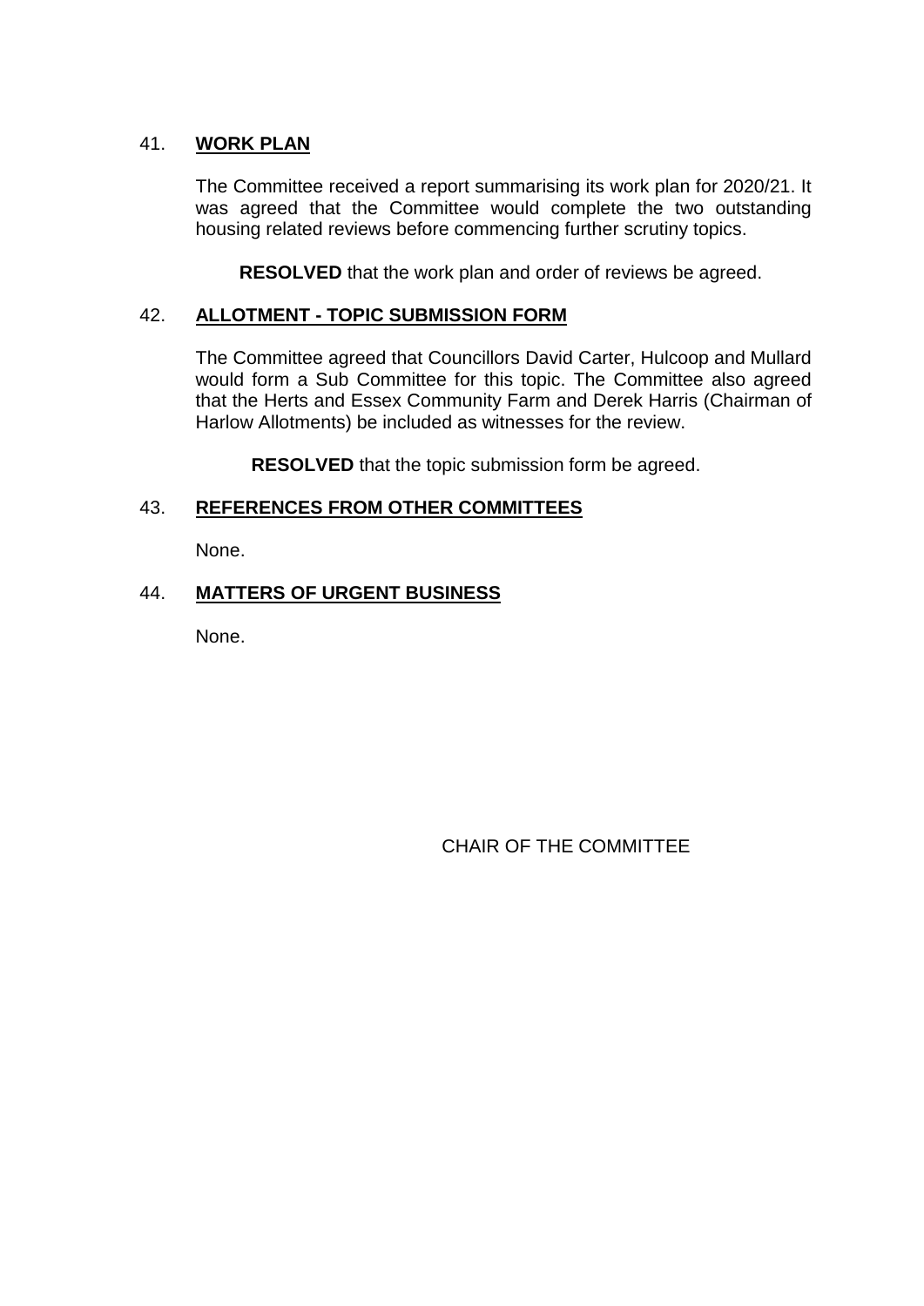## 41. **WORK PLAN**

The Committee received a report summarising its work plan for 2020/21. It was agreed that the Committee would complete the two outstanding housing related reviews before commencing further scrutiny topics.

**RESOLVED** that the work plan and order of reviews be agreed.

## 42. **ALLOTMENT - TOPIC SUBMISSION FORM**

The Committee agreed that Councillors David Carter, Hulcoop and Mullard would form a Sub Committee for this topic. The Committee also agreed that the Herts and Essex Community Farm and Derek Harris (Chairman of Harlow Allotments) be included as witnesses for the review.

**RESOLVED** that the topic submission form be agreed.

## 43. **REFERENCES FROM OTHER COMMITTEES**

None.

## 44. **MATTERS OF URGENT BUSINESS**

None.

CHAIR OF THE COMMITTEE